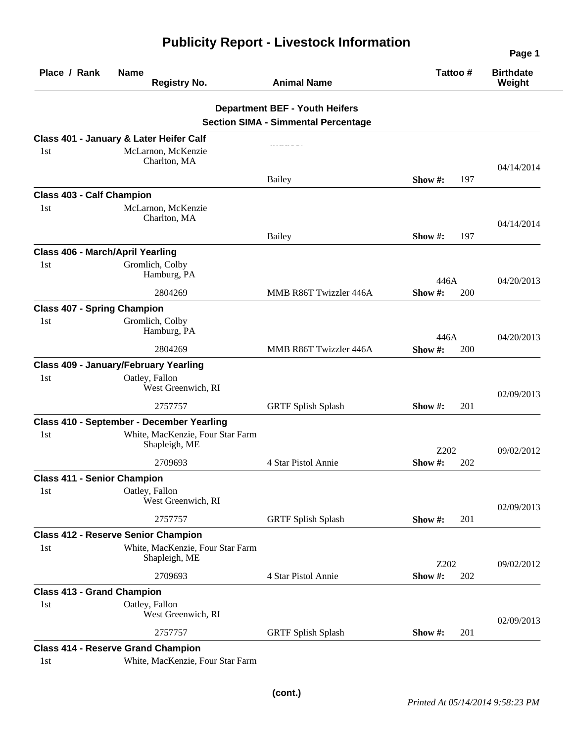# Publicity Report - Livestock Information

| Place / Rank | Name / Registry No. | Animal Name | Tattoo # | Birthdate / Weight |
|---|---|---|---|---|

**Department BEF - Youth Heifers**

**Section SIMA - Simmental Percentage**

**Class 401 - January & Later Heifer Calf**

| Place / Rank | Name / Registry No. | Animal Name | Tattoo # | Birthdate / Weight |
|---|---|---|---|---|
| 1st | McLarnon, McKenzie<br>Charlton, MA | | | 04/14/2014 |
| | | Bailey | Show #: 197 | |

**Class 403 - Calf Champion**

| Place / Rank | Name / Registry No. | Animal Name | Tattoo # | Birthdate / Weight |
|---|---|---|---|---|
| 1st | McLarnon, McKenzie<br>Charlton, MA | | | 04/14/2014 |
| | | Bailey | Show #: 197 | |

**Class 406 - March/April Yearling**

| Place / Rank | Name / Registry No. | Animal Name | Tattoo # | Birthdate / Weight |
|---|---|---|---|---|
| 1st | Gromlich, Colby<br>Hamburg, PA | | 446A | 04/20/2013 |
| | 2804269 | MMB R86T Twizzler 446A | Show #: 200 | |

**Class 407 - Spring Champion**

| Place / Rank | Name / Registry No. | Animal Name | Tattoo # | Birthdate / Weight |
|---|---|---|---|---|
| 1st | Gromlich, Colby<br>Hamburg, PA | | 446A | 04/20/2013 |
| | 2804269 | MMB R86T Twizzler 446A | Show #: 200 | |

**Class 409 - January/February Yearling**

| Place / Rank | Name / Registry No. | Animal Name | Tattoo # | Birthdate / Weight |
|---|---|---|---|---|
| 1st | Oatley, Fallon<br>West Greenwich, RI | | | 02/09/2013 |
| | 2757757 | GRTF Splish Splash | Show #: 201 | |

**Class 410 - September - December Yearling**

| Place / Rank | Name / Registry No. | Animal Name | Tattoo # | Birthdate / Weight |
|---|---|---|---|---|
| 1st | White, MacKenzie, Four Star Farm<br>Shapleigh, ME | | Z202 | 09/02/2012 |
| | 2709693 | 4 Star Pistol Annie | Show #: 202 | |

**Class 411 - Senior Champion**

| Place / Rank | Name / Registry No. | Animal Name | Tattoo # | Birthdate / Weight |
|---|---|---|---|---|
| 1st | Oatley, Fallon<br>West Greenwich, RI | | | 02/09/2013 |
| | 2757757 | GRTF Splish Splash | Show #: 201 | |

**Class 412 - Reserve Senior Champion**

| Place / Rank | Name / Registry No. | Animal Name | Tattoo # | Birthdate / Weight |
|---|---|---|---|---|
| 1st | White, MacKenzie, Four Star Farm<br>Shapleigh, ME | | Z202 | 09/02/2012 |
| | 2709693 | 4 Star Pistol Annie | Show #: 202 | |

**Class 413 - Grand Champion**

| Place / Rank | Name / Registry No. | Animal Name | Tattoo # | Birthdate / Weight |
|---|---|---|---|---|
| 1st | Oatley, Fallon<br>West Greenwich, RI | | | 02/09/2013 |
| | 2757757 | GRTF Splish Splash | Show #: 201 | |

**Class 414 - Reserve Grand Champion**

| Place / Rank | Name / Registry No. | Animal Name | Tattoo # | Birthdate / Weight |
|---|---|---|---|---|
| 1st | White, MacKenzie, Four Star Farm | | | |

(cont.)

*Printed At 05/14/2014 9:58:23 PM*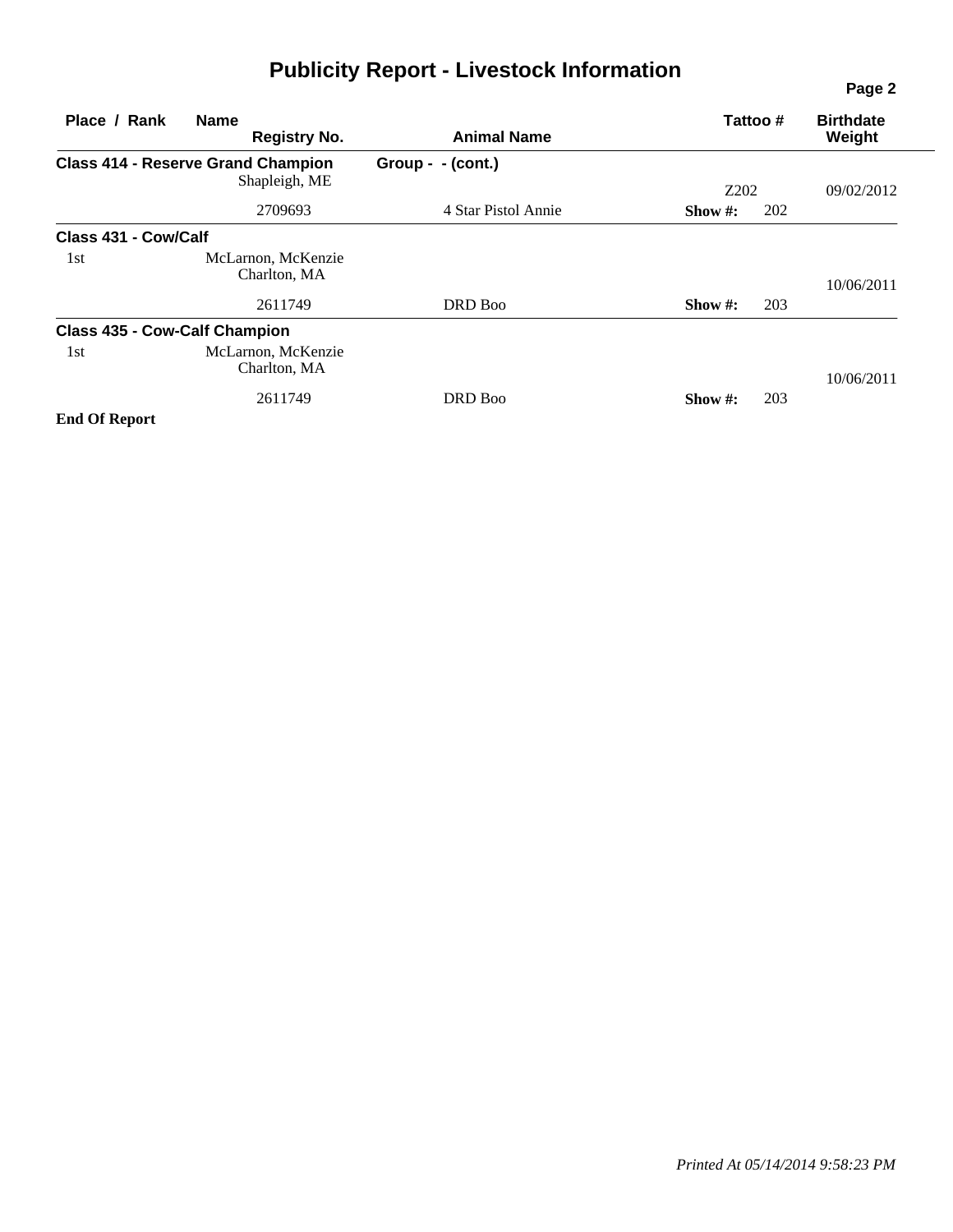# Publicity Report - Livestock Information

| Place / Rank | Name / Registry No. | Animal Name | Tattoo # | Birthdate / Weight |
|---|---|---|---|---|
| **Class 414 - Reserve Grand Champion** | | **Group - - (cont.)** | | |
| | Shapleigh, ME | | Z202 | 09/02/2012 |
| | 2709693 | 4 Star Pistol Annie | **Show #:** 202 | |
| **Class 431 - Cow/Calf** | | | | |
| 1st | McLarnon, McKenzie<br>Charlton, MA | | | 10/06/2011 |
| | 2611749 | DRD Boo | **Show #:** 203 | |
| **Class 435 - Cow-Calf Champion** | | | | |
| 1st | McLarnon, McKenzie<br>Charlton, MA | | | 10/06/2011 |
| | 2611749 | DRD Boo | **Show #:** 203 | |

**End Of Report**

*Printed At 05/14/2014 9:58:23 PM*